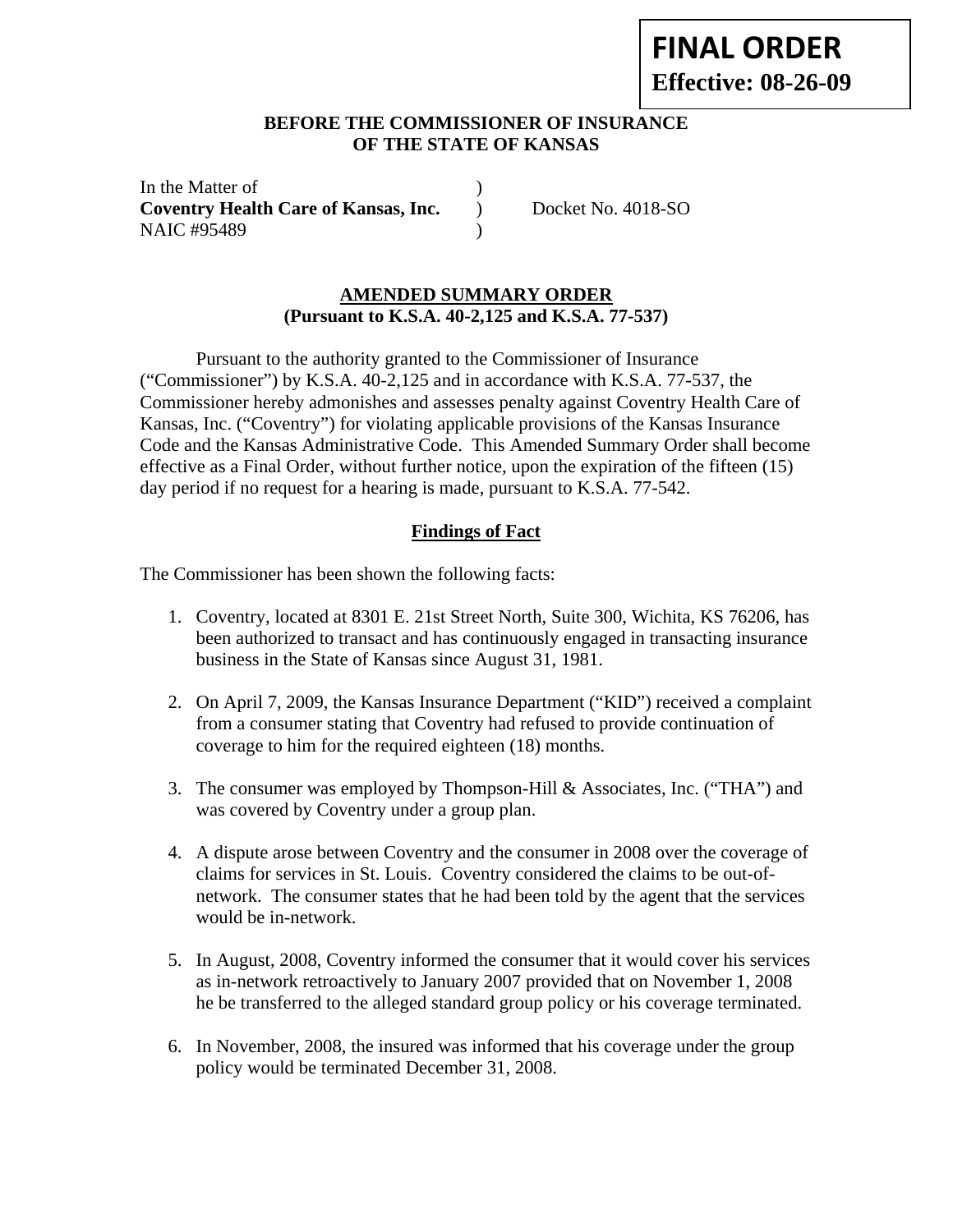**FINAL ORDER**
**Effective: 08-26-09**

**BEFORE THE COMMISSIONER OF INSURANCE**
**OF THE STATE OF KANSAS**

| | | |
|---|---|---|
| In the Matter of | ) | |
| **Coventry Health Care of Kansas, Inc.** | ) | Docket No. 4018-SO |
| NAIC #95489 | ) | |

**AMENDED SUMMARY ORDER**
**(Pursuant to K.S.A. 40-2,125 and K.S.A. 77-537)**

Pursuant to the authority granted to the Commissioner of Insurance ("Commissioner") by K.S.A. 40-2,125 and in accordance with K.S.A. 77-537, the Commissioner hereby admonishes and assesses penalty against Coventry Health Care of Kansas, Inc. ("Coventry") for violating applicable provisions of the Kansas Insurance Code and the Kansas Administrative Code. This Amended Summary Order shall become effective as a Final Order, without further notice, upon the expiration of the fifteen (15) day period if no request for a hearing is made, pursuant to K.S.A. 77-542.

**Findings of Fact**

The Commissioner has been shown the following facts:

1. Coventry, located at 8301 E. 21st Street North, Suite 300, Wichita, KS 76206, has been authorized to transact and has continuously engaged in transacting insurance business in the State of Kansas since August 31, 1981.

2. On April 7, 2009, the Kansas Insurance Department ("KID") received a complaint from a consumer stating that Coventry had refused to provide continuation of coverage to him for the required eighteen (18) months.

3. The consumer was employed by Thompson-Hill & Associates, Inc. ("THA") and was covered by Coventry under a group plan.

4. A dispute arose between Coventry and the consumer in 2008 over the coverage of claims for services in St. Louis. Coventry considered the claims to be out-of-network. The consumer states that he had been told by the agent that the services would be in-network.

5. In August, 2008, Coventry informed the consumer that it would cover his services as in-network retroactively to January 2007 provided that on November 1, 2008 he be transferred to the alleged standard group policy or his coverage terminated.

6. In November, 2008, the insured was informed that his coverage under the group policy would be terminated December 31, 2008.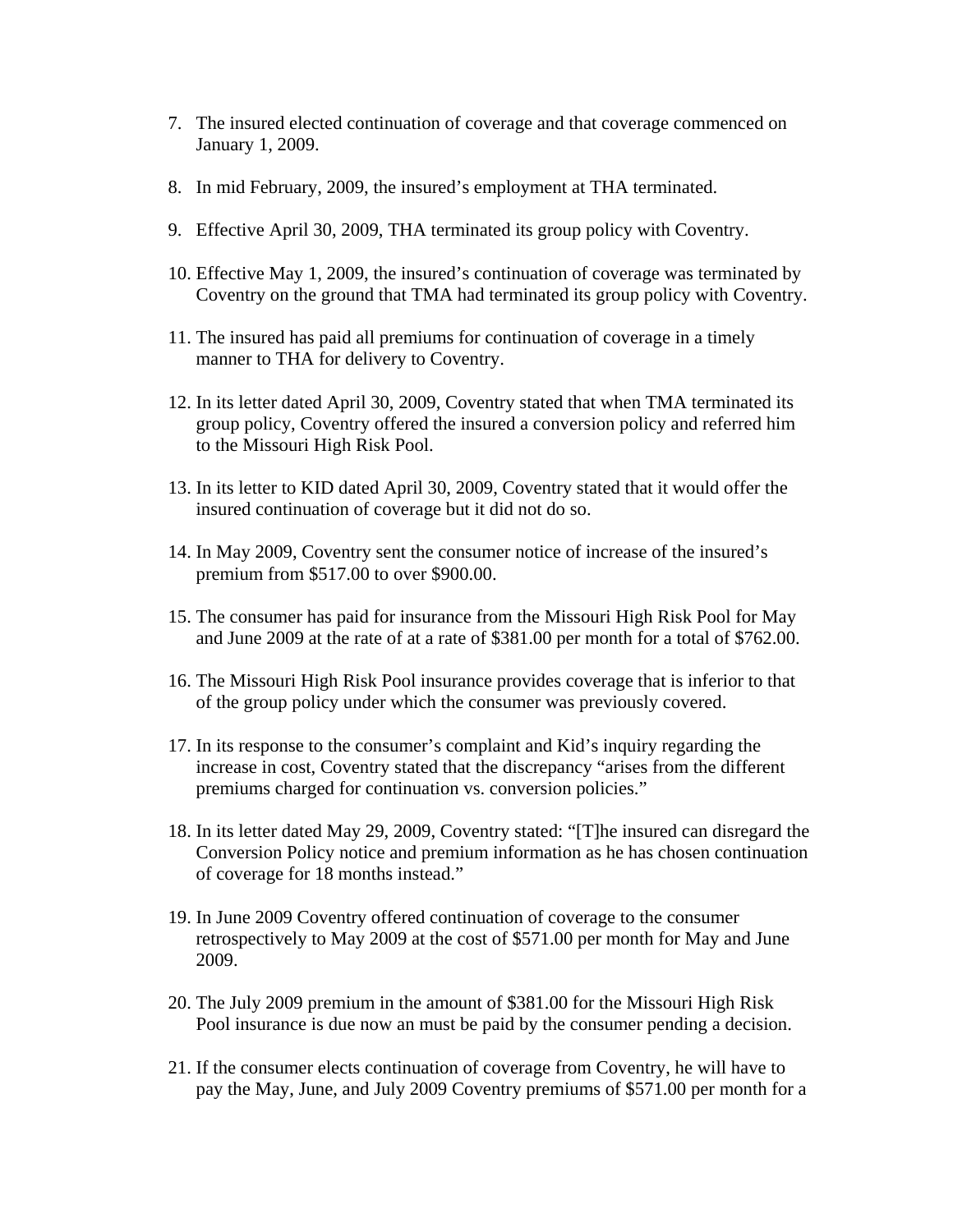7. The insured elected continuation of coverage and that coverage commenced on January 1, 2009.

8. In mid February, 2009, the insured's employment at THA terminated.

9. Effective April 30, 2009, THA terminated its group policy with Coventry.

10. Effective May 1, 2009, the insured's continuation of coverage was terminated by Coventry on the ground that TMA had terminated its group policy with Coventry.

11. The insured has paid all premiums for continuation of coverage in a timely manner to THA for delivery to Coventry.

12. In its letter dated April 30, 2009, Coventry stated that when TMA terminated its group policy, Coventry offered the insured a conversion policy and referred him to the Missouri High Risk Pool.

13. In its letter to KID dated April 30, 2009, Coventry stated that it would offer the insured continuation of coverage but it did not do so.

14. In May 2009, Coventry sent the consumer notice of increase of the insured's premium from $517.00 to over $900.00.

15. The consumer has paid for insurance from the Missouri High Risk Pool for May and June 2009 at the rate of at a rate of $381.00 per month for a total of $762.00.

16. The Missouri High Risk Pool insurance provides coverage that is inferior to that of the group policy under which the consumer was previously covered.

17. In its response to the consumer's complaint and Kid's inquiry regarding the increase in cost, Coventry stated that the discrepancy "arises from the different premiums charged for continuation vs. conversion policies."

18. In its letter dated May 29, 2009, Coventry stated: "[T]he insured can disregard the Conversion Policy notice and premium information as he has chosen continuation of coverage for 18 months instead."

19. In June 2009 Coventry offered continuation of coverage to the consumer retrospectively to May 2009 at the cost of $571.00 per month for May and June 2009.

20. The July 2009 premium in the amount of $381.00 for the Missouri High Risk Pool insurance is due now an must be paid by the consumer pending a decision.

21. If the consumer elects continuation of coverage from Coventry, he will have to pay the May, June, and July 2009 Coventry premiums of $571.00 per month for a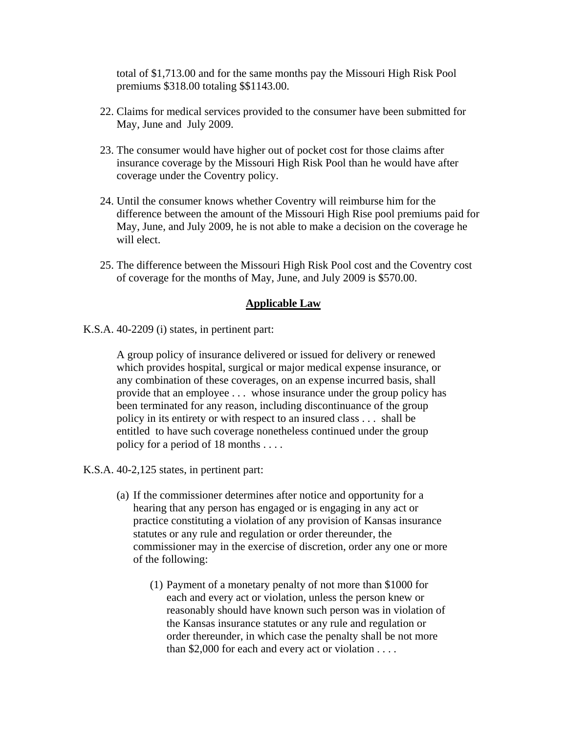total of $1,713.00 and for the same months pay the Missouri High Risk Pool premiums $318.00 totaling $$1143.00.

22. Claims for medical services provided to the consumer have been submitted for May, June and July 2009.

23. The consumer would have higher out of pocket cost for those claims after insurance coverage by the Missouri High Risk Pool than he would have after coverage under the Coventry policy.

24. Until the consumer knows whether Coventry will reimburse him for the difference between the amount of the Missouri High Rise pool premiums paid for May, June, and July 2009, he is not able to make a decision on the coverage he will elect.

25. The difference between the Missouri High Risk Pool cost and the Coventry cost of coverage for the months of May, June, and July 2009 is $570.00.

## **Applicable Law**

K.S.A. 40-2209 (i) states, in pertinent part:

> A group policy of insurance delivered or issued for delivery or renewed which provides hospital, surgical or major medical expense insurance, or any combination of these coverages, on an expense incurred basis, shall provide that an employee . . . whose insurance under the group policy has been terminated for any reason, including discontinuance of the group policy in its entirety or with respect to an insured class . . . shall be entitled to have such coverage nonetheless continued under the group policy for a period of 18 months . . . .

K.S.A. 40-2,125 states, in pertinent part:

> (a) If the commissioner determines after notice and opportunity for a hearing that any person has engaged or is engaging in any act or practice constituting a violation of any provision of Kansas insurance statutes or any rule and regulation or order thereunder, the commissioner may in the exercise of discretion, order any one or more of the following:
>
> (1) Payment of a monetary penalty of not more than $1000 for each and every act or violation, unless the person knew or reasonably should have known such person was in violation of the Kansas insurance statutes or any rule and regulation or order thereunder, in which case the penalty shall be not more than $2,000 for each and every act or violation . . . .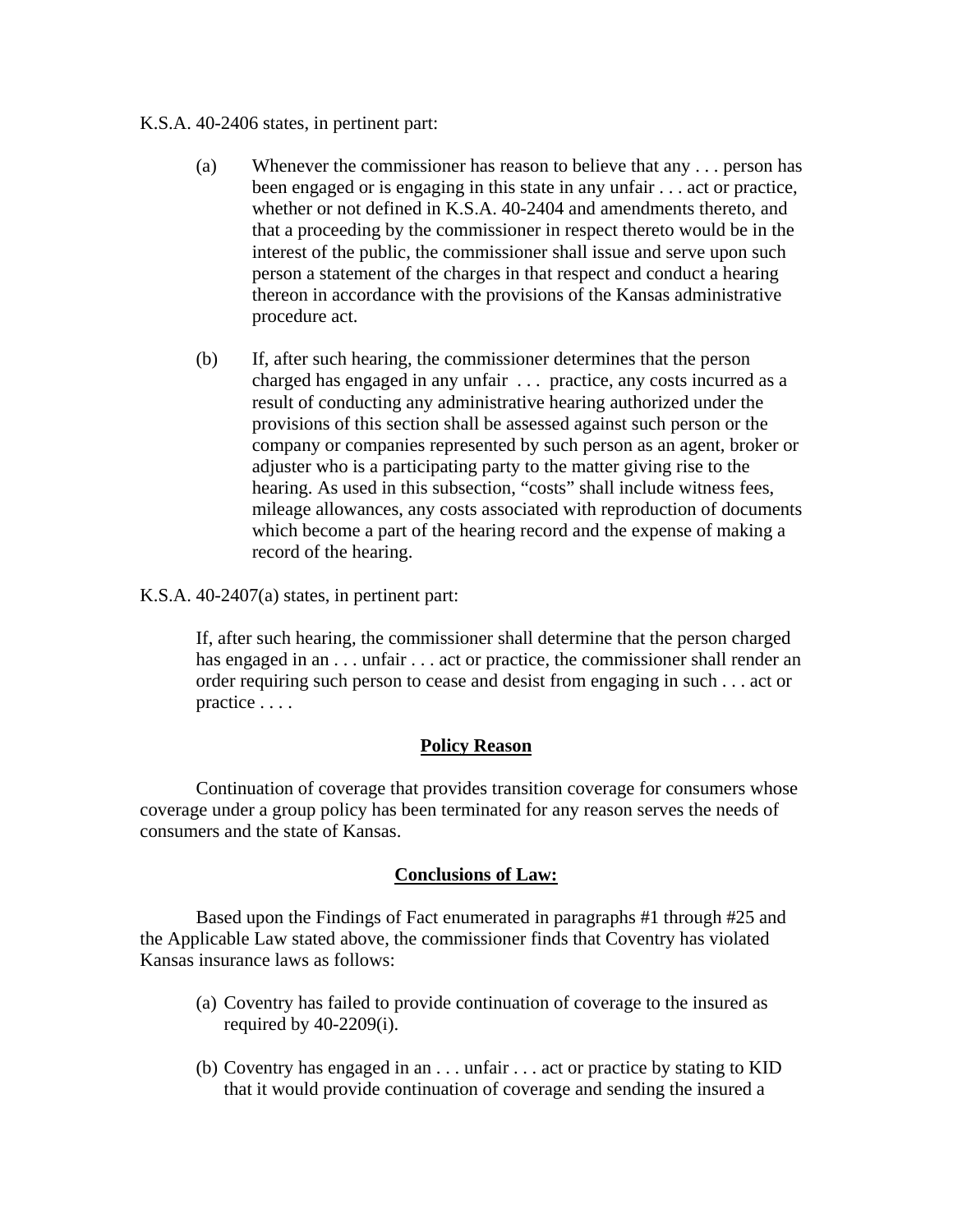K.S.A. 40-2406 states, in pertinent part:

> (a) Whenever the commissioner has reason to believe that any . . . person has been engaged or is engaging in this state in any unfair . . . act or practice, whether or not defined in K.S.A. 40-2404 and amendments thereto, and that a proceeding by the commissioner in respect thereto would be in the interest of the public, the commissioner shall issue and serve upon such person a statement of the charges in that respect and conduct a hearing thereon in accordance with the provisions of the Kansas administrative procedure act.
>
> (b) If, after such hearing, the commissioner determines that the person charged has engaged in any unfair . . . practice, any costs incurred as a result of conducting any administrative hearing authorized under the provisions of this section shall be assessed against such person or the company or companies represented by such person as an agent, broker or adjuster who is a participating party to the matter giving rise to the hearing. As used in this subsection, "costs" shall include witness fees, mileage allowances, any costs associated with reproduction of documents which become a part of the hearing record and the expense of making a record of the hearing.

K.S.A. 40-2407(a) states, in pertinent part:

> If, after such hearing, the commissioner shall determine that the person charged has engaged in an . . . unfair . . . act or practice, the commissioner shall render an order requiring such person to cease and desist from engaging in such . . . act or practice . . . .

**Policy Reason**

Continuation of coverage that provides transition coverage for consumers whose coverage under a group policy has been terminated for any reason serves the needs of consumers and the state of Kansas.

**Conclusions of Law:**

Based upon the Findings of Fact enumerated in paragraphs #1 through #25 and the Applicable Law stated above, the commissioner finds that Coventry has violated Kansas insurance laws as follows:

(a) Coventry has failed to provide continuation of coverage to the insured as required by 40-2209(i).

(b) Coventry has engaged in an . . . unfair . . . act or practice by stating to KID that it would provide continuation of coverage and sending the insured a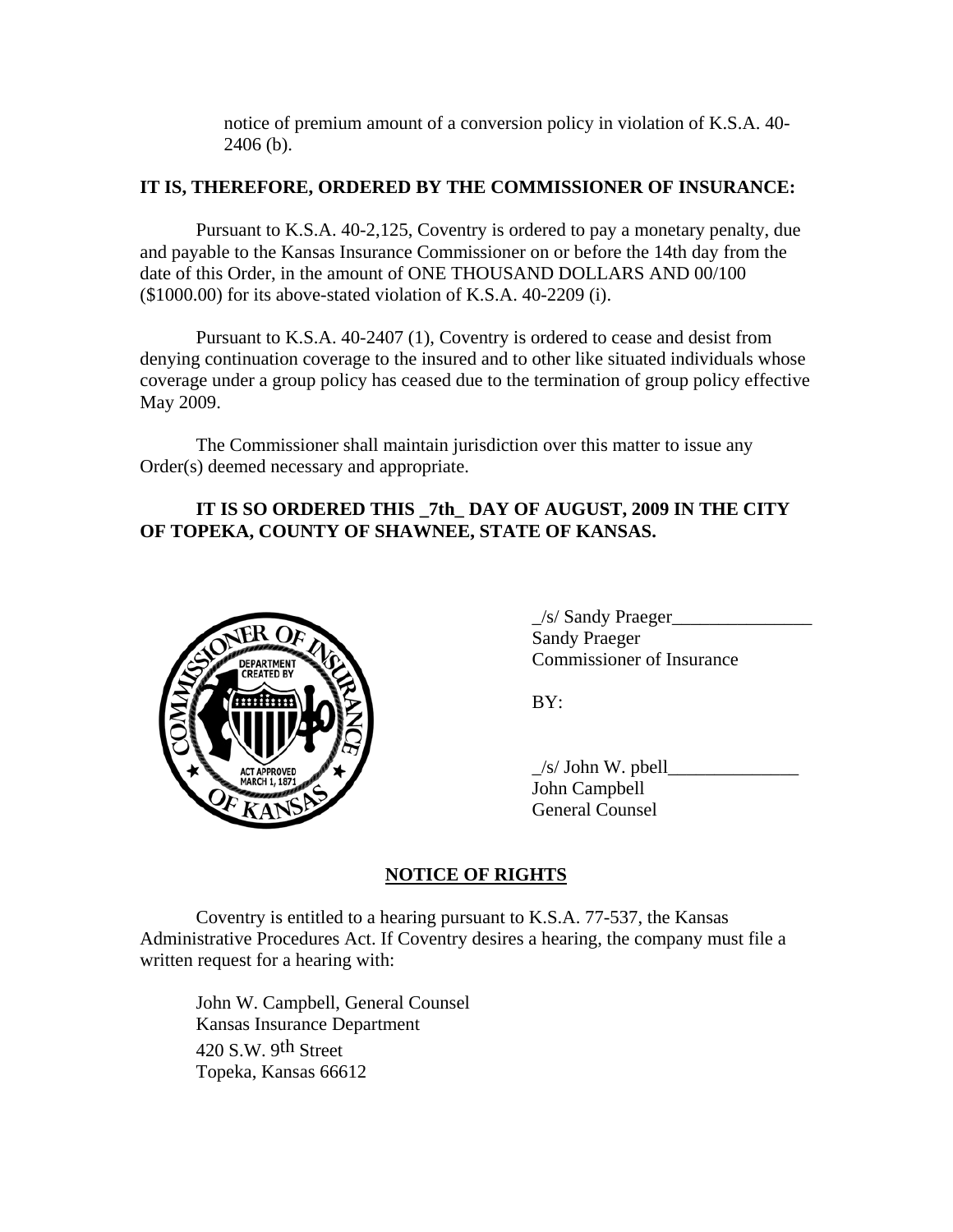notice of premium amount of a conversion policy in violation of K.S.A. 40-2406 (b).

**IT IS, THEREFORE, ORDERED BY THE COMMISSIONER OF INSURANCE:**

Pursuant to K.S.A. 40-2,125, Coventry is ordered to pay a monetary penalty, due and payable to the Kansas Insurance Commissioner on or before the 14th day from the date of this Order, in the amount of ONE THOUSAND DOLLARS AND 00/100 ($1000.00) for its above-stated violation of K.S.A. 40-2209 (i).

Pursuant to K.S.A. 40-2407 (1), Coventry is ordered to cease and desist from denying continuation coverage to the insured and to other like situated individuals whose coverage under a group policy has ceased due to the termination of group policy effective May 2009.

The Commissioner shall maintain jurisdiction over this matter to issue any Order(s) deemed necessary and appropriate.

**IT IS SO ORDERED THIS _7th_ DAY OF AUGUST, 2009 IN THE CITY OF TOPEKA, COUNTY OF SHAWNEE, STATE OF KANSAS.**

_/s/ Sandy Praeger_______________
Sandy Praeger
Commissioner of Insurance

BY:

_/s/ John W. pbell______________
John Campbell
General Counsel

## NOTICE OF RIGHTS

Coventry is entitled to a hearing pursuant to K.S.A. 77-537, the Kansas Administrative Procedures Act. If Coventry desires a hearing, the company must file a written request for a hearing with:

John W. Campbell, General Counsel
Kansas Insurance Department
420 S.W. 9th Street
Topeka, Kansas 66612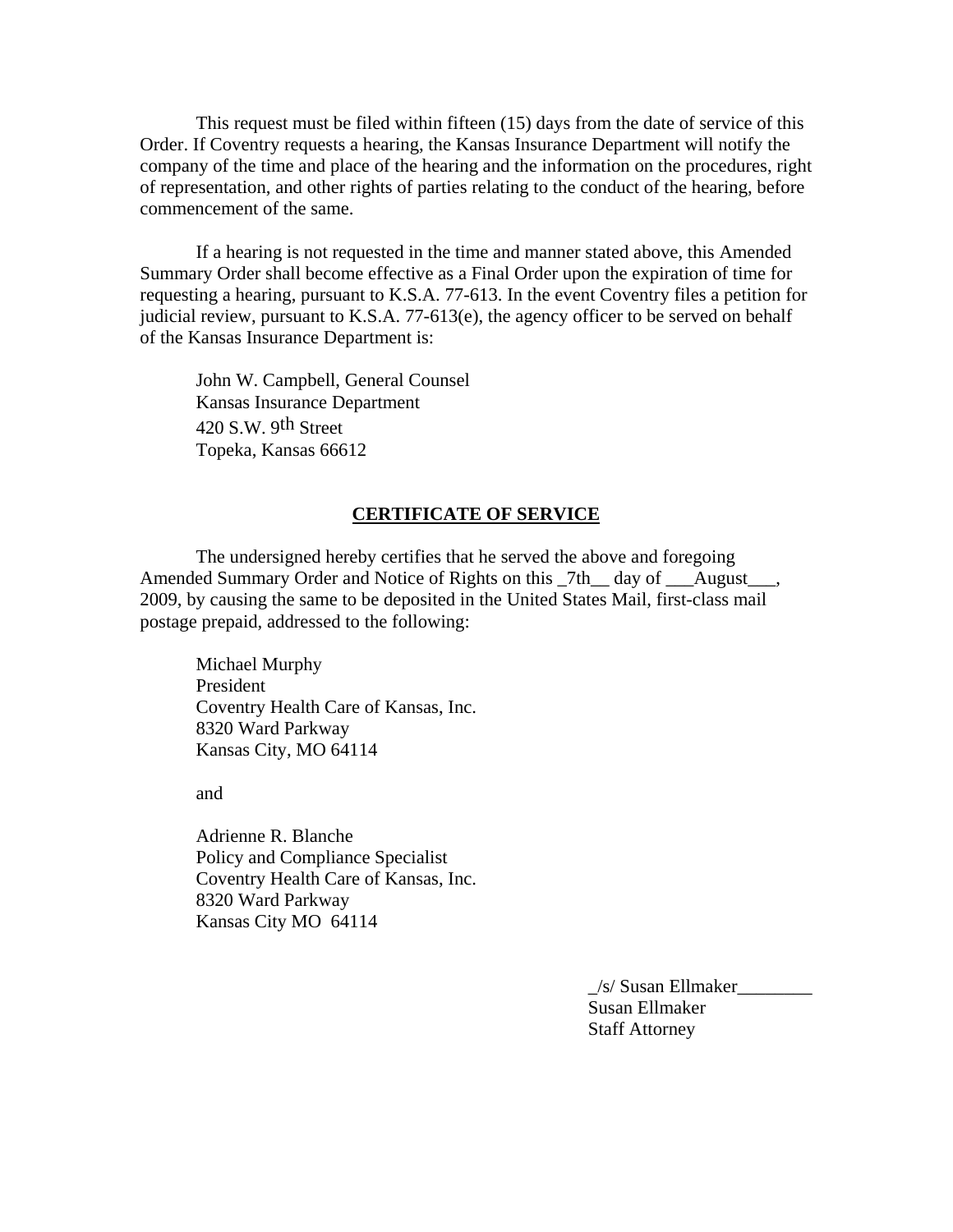This request must be filed within fifteen (15) days from the date of service of this Order. If Coventry requests a hearing, the Kansas Insurance Department will notify the company of the time and place of the hearing and the information on the procedures, right of representation, and other rights of parties relating to the conduct of the hearing, before commencement of the same.

If a hearing is not requested in the time and manner stated above, this Amended Summary Order shall become effective as a Final Order upon the expiration of time for requesting a hearing, pursuant to K.S.A. 77-613. In the event Coventry files a petition for judicial review, pursuant to K.S.A. 77-613(e), the agency officer to be served on behalf of the Kansas Insurance Department is:

John W. Campbell, General Counsel
Kansas Insurance Department
420 S.W. 9th Street
Topeka, Kansas 66612

## CERTIFICATE OF SERVICE

The undersigned hereby certifies that he served the above and foregoing Amended Summary Order and Notice of Rights on this _7th__ day of ___August___, 2009, by causing the same to be deposited in the United States Mail, first-class mail postage prepaid, addressed to the following:

Michael Murphy
President
Coventry Health Care of Kansas, Inc.
8320 Ward Parkway
Kansas City, MO 64114

and

Adrienne R. Blanche
Policy and Compliance Specialist
Coventry Health Care of Kansas, Inc.
8320 Ward Parkway
Kansas City MO 64114

_/s/ Susan Ellmaker________
Susan Ellmaker
Staff Attorney